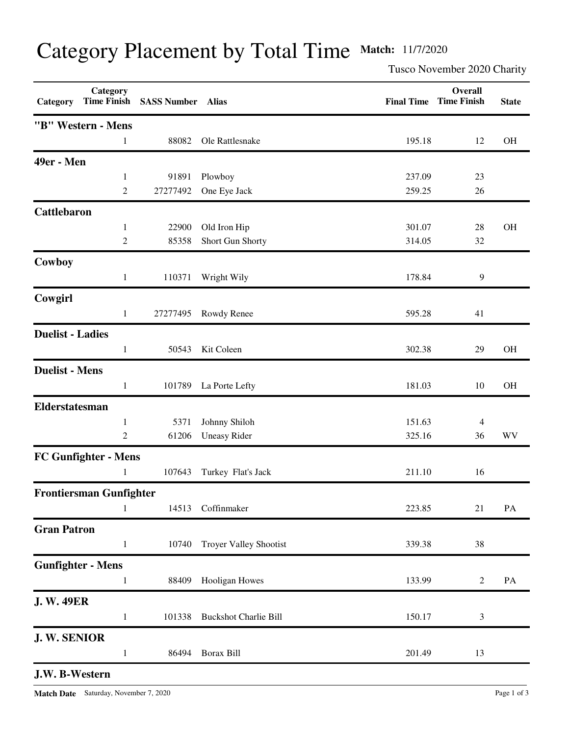# Category Placement by Total Time

**Match:** 11/7/2020

Tusco November 2020 Charity

| Category | Category Time Finish | SASS Number | Alias | Final Time | Overall Time Finish | State |
|---|---|---|---|---|---|---|
| **"B" Western - Mens** | | | | | | |
| | 1 | 88082 | Ole Rattlesnake | 195.18 | 12 | OH |
| **49er - Men** | | | | | | |
| | 1 | 91891 | Plowboy | 237.09 | 23 | |
| | 2 | 27277492 | One Eye Jack | 259.25 | 26 | |
| **Cattlebaron** | | | | | | |
| | 1 | 22900 | Old Iron Hip | 301.07 | 28 | OH |
| | 2 | 85358 | Short Gun Shorty | 314.05 | 32 | |
| **Cowboy** | | | | | | |
| | 1 | 110371 | Wright Wily | 178.84 | 9 | |
| **Cowgirl** | | | | | | |
| | 1 | 27277495 | Rowdy Renee | 595.28 | 41 | |
| **Duelist - Ladies** | | | | | | |
| | 1 | 50543 | Kit Coleen | 302.38 | 29 | OH |
| **Duelist - Mens** | | | | | | |
| | 1 | 101789 | La Porte Lefty | 181.03 | 10 | OH |
| **Elderstatesman** | | | | | | |
| | 1 | 5371 | Johnny Shiloh | 151.63 | 4 | |
| | 2 | 61206 | Uneasy Rider | 325.16 | 36 | WV |
| **FC Gunfighter - Mens** | | | | | | |
| | 1 | 107643 | Turkey Flat's Jack | 211.10 | 16 | |
| **Frontiersman Gunfighter** | | | | | | |
| | 1 | 14513 | Coffinmaker | 223.85 | 21 | PA |
| **Gran Patron** | | | | | | |
| | 1 | 10740 | Troyer Valley Shootist | 339.38 | 38 | |
| **Gunfighter - Mens** | | | | | | |
| | 1 | 88409 | Hooligan Howes | 133.99 | 2 | PA |
| **J. W. 49ER** | | | | | | |
| | 1 | 101338 | Buckshot Charlie Bill | 150.17 | 3 | |
| **J. W. SENIOR** | | | | | | |
| | 1 | 86494 | Borax Bill | 201.49 | 13 | |
| **J.W. B-Western** | | | | | | |

**Match Date** Saturday, November 7, 2020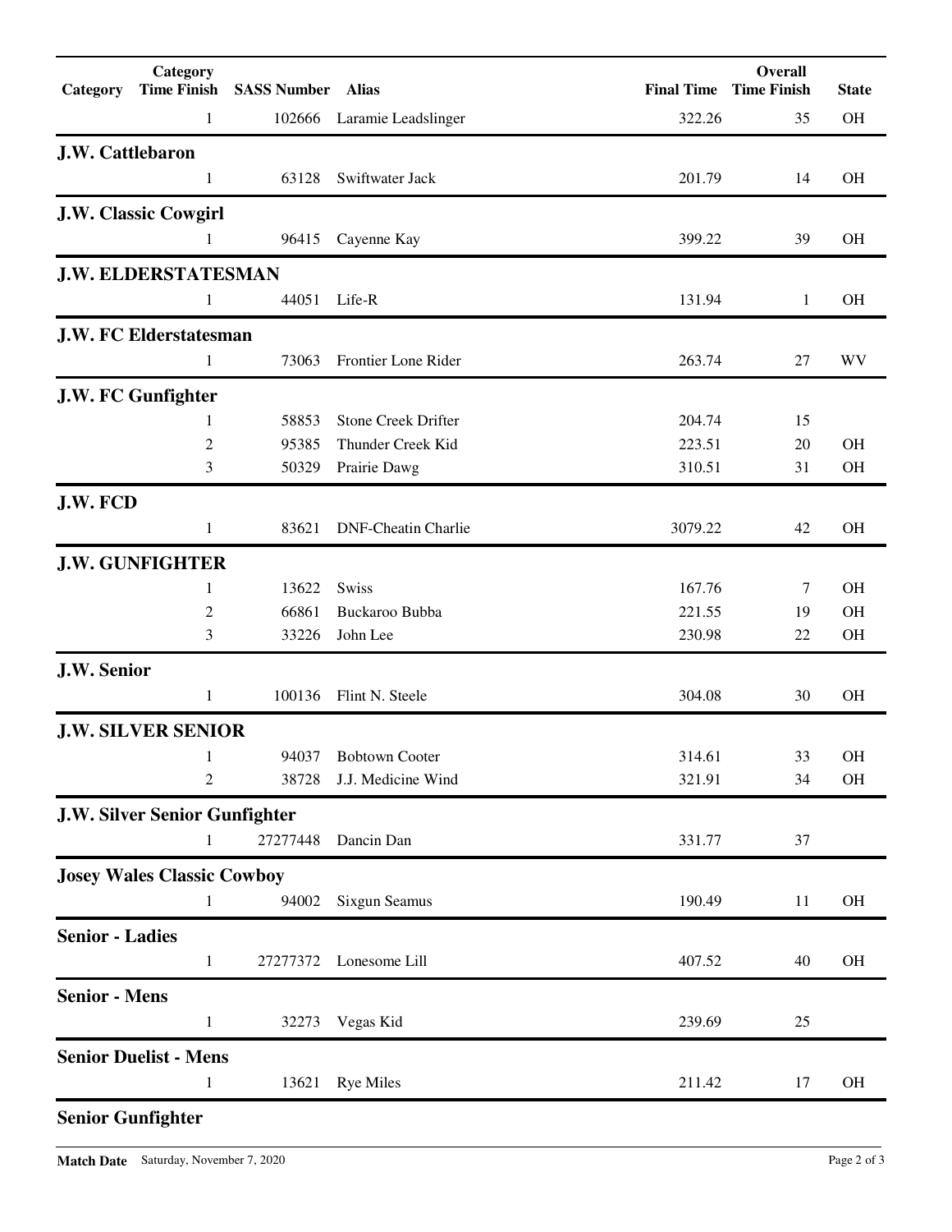| Category | Category Time Finish | SASS Number | Alias | Final Time | Overall Time Finish | State |
|---|---|---|---|---|---|---|
| | 1 | 102666 | Laramie Leadslinger | 322.26 | 35 | OH |
| **J.W. Cattlebaron** | | | | | | |
| | 1 | 63128 | Swiftwater Jack | 201.79 | 14 | OH |
| **J.W. Classic Cowgirl** | | | | | | |
| | 1 | 96415 | Cayenne Kay | 399.22 | 39 | OH |
| **J.W. ELDERSTATESMAN** | | | | | | |
| | 1 | 44051 | Life-R | 131.94 | 1 | OH |
| **J.W. FC Elderstatesman** | | | | | | |
| | 1 | 73063 | Frontier Lone Rider | 263.74 | 27 | WV |
| **J.W. FC Gunfighter** | | | | | | |
| | 1 | 58853 | Stone Creek Drifter | 204.74 | 15 | |
| | 2 | 95385 | Thunder Creek Kid | 223.51 | 20 | OH |
| | 3 | 50329 | Prairie Dawg | 310.51 | 31 | OH |
| **J.W. FCD** | | | | | | |
| | 1 | 83621 | DNF-Cheatin Charlie | 3079.22 | 42 | OH |
| **J.W. GUNFIGHTER** | | | | | | |
| | 1 | 13622 | Swiss | 167.76 | 7 | OH |
| | 2 | 66861 | Buckaroo Bubba | 221.55 | 19 | OH |
| | 3 | 33226 | John Lee | 230.98 | 22 | OH |
| **J.W. Senior** | | | | | | |
| | 1 | 100136 | Flint N. Steele | 304.08 | 30 | OH |
| **J.W. SILVER SENIOR** | | | | | | |
| | 1 | 94037 | Bobtown Cooter | 314.61 | 33 | OH |
| | 2 | 38728 | J.J. Medicine Wind | 321.91 | 34 | OH |
| **J.W. Silver Senior Gunfighter** | | | | | | |
| | 1 | 27277448 | Dancin Dan | 331.77 | 37 | |
| **Josey Wales Classic Cowboy** | | | | | | |
| | 1 | 94002 | Sixgun Seamus | 190.49 | 11 | OH |
| **Senior - Ladies** | | | | | | |
| | 1 | 27277372 | Lonesome Lill | 407.52 | 40 | OH |
| **Senior - Mens** | | | | | | |
| | 1 | 32273 | Vegas Kid | 239.69 | 25 | |
| **Senior Duelist - Mens** | | | | | | |
| | 1 | 13621 | Rye Miles | 211.42 | 17 | OH |
| **Senior Gunfighter** | | | | | | |

**Match Date** Saturday, November 7, 2020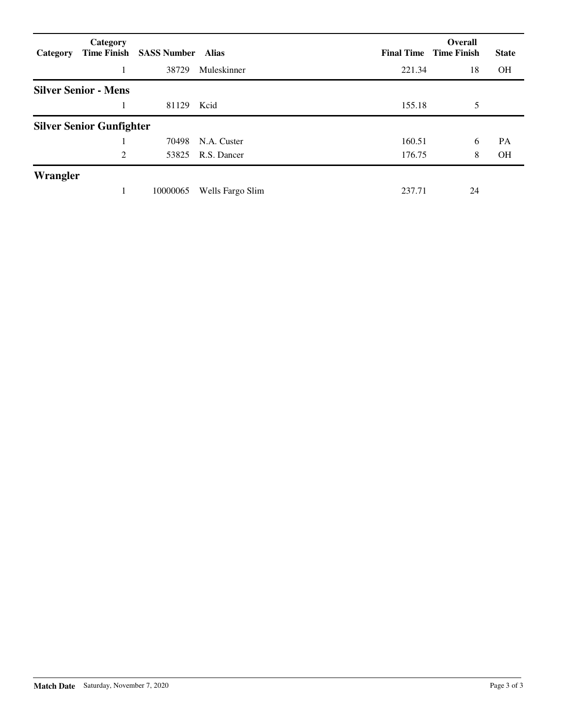| Category | Category Time Finish | SASS Number | Alias | Final Time | Overall Time Finish | State |
|---|---|---|---|---|---|---|
| | 1 | 38729 | Muleskinner | 221.34 | 18 | OH |
| **Silver Senior - Mens** | | | | | | |
| | 1 | 81129 | Kcid | 155.18 | 5 | |
| **Silver Senior Gunfighter** | | | | | | |
| | 1 | 70498 | N.A. Custer | 160.51 | 6 | PA |
| | 2 | 53825 | R.S. Dancer | 176.75 | 8 | OH |
| **Wrangler** | | | | | | |
| | 1 | 10000065 | Wells Fargo Slim | 237.71 | 24 | |

**Match Date** Saturday, November 7, 2020